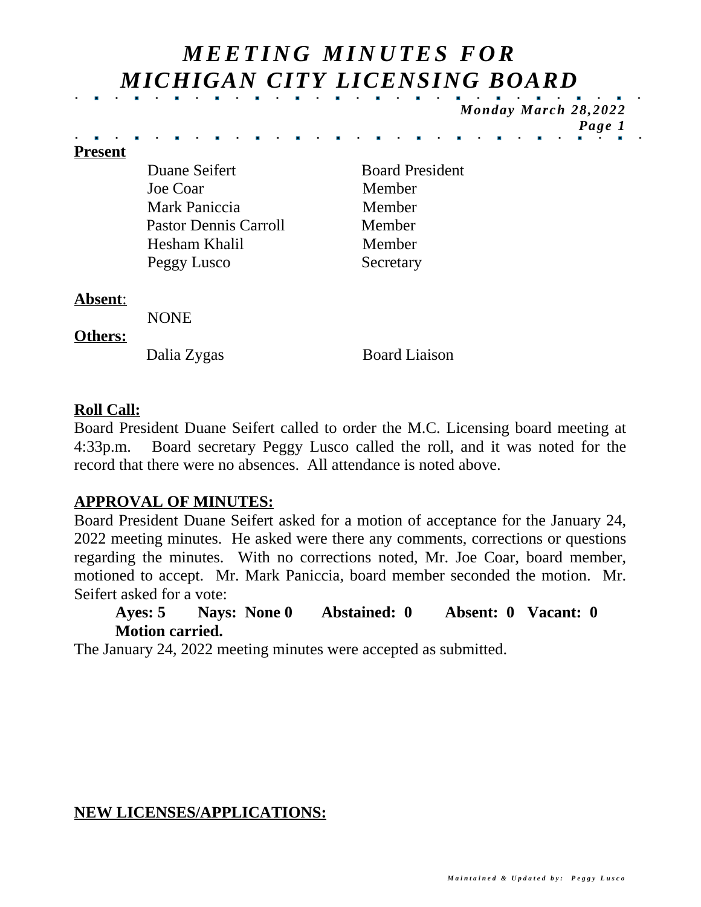# *MEETING MINUTES FOR MICHIGAN CITY LICENSING BOARD*

***Monday March 28,2022***

**Present**

| | |
|---|---|
| Duane Seifert | Board President |
| Joe Coar | Member |
| Mark Paniccia | Member |
| Pastor Dennis Carroll | Member |
| Hesham Khalil | Member |
| Peggy Lusco | Secretary |

**Absent**:

NONE

**Others:**

| | |
|---|---|
| Dalia Zygas | Board Liaison |

**Roll Call:**

Board President Duane Seifert called to order the M.C. Licensing board meeting at 4:33p.m. Board secretary Peggy Lusco called the roll, and it was noted for the record that there were no absences. All attendance is noted above.

**APPROVAL OF MINUTES:**

Board President Duane Seifert asked for a motion of acceptance for the January 24, 2022 meeting minutes. He asked were there any comments, corrections or questions regarding the minutes. With no corrections noted, Mr. Joe Coar, board member, motioned to accept. Mr. Mark Paniccia, board member seconded the motion. Mr. Seifert asked for a vote:

**Ayes: 5 Nays: None 0 Abstained: 0 Absent: 0 Vacant: 0**
**Motion carried.**

The January 24, 2022 meeting minutes were accepted as submitted.

**NEW LICENSES/APPLICATIONS:**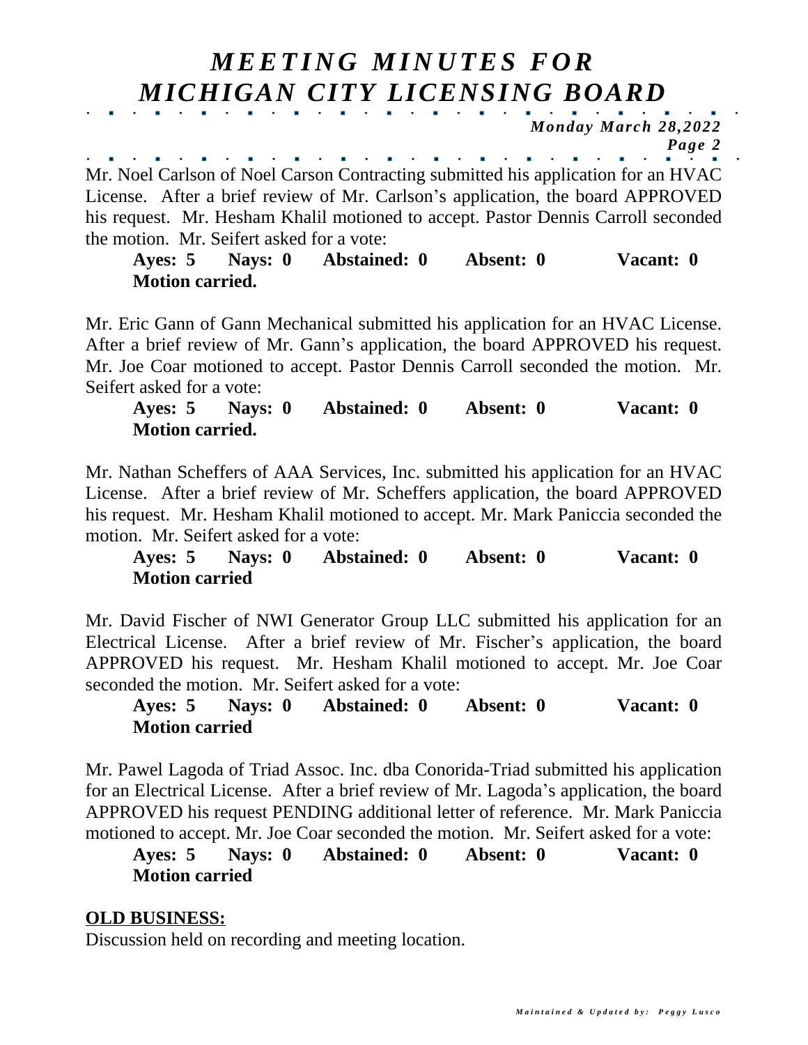Mr. Noel Carlson of Noel Carson Contracting submitted his application for an HVAC License. After a brief review of Mr. Carlson's application, the board APPROVED his request. Mr. Hesham Khalil motioned to accept. Pastor Dennis Carroll seconded the motion. Mr. Seifert asked for a vote:

**Ayes: 5 Nays: 0 Abstained: 0 Absent: 0 Vacant: 0**
**Motion carried.**

Mr. Eric Gann of Gann Mechanical submitted his application for an HVAC License. After a brief review of Mr. Gann's application, the board APPROVED his request. Mr. Joe Coar motioned to accept. Pastor Dennis Carroll seconded the motion. Mr. Seifert asked for a vote:

**Ayes: 5 Nays: 0 Abstained: 0 Absent: 0 Vacant: 0**
**Motion carried.**

Mr. Nathan Scheffers of AAA Services, Inc. submitted his application for an HVAC License. After a brief review of Mr. Scheffers application, the board APPROVED his request. Mr. Hesham Khalil motioned to accept. Mr. Mark Paniccia seconded the motion. Mr. Seifert asked for a vote:

**Ayes: 5 Nays: 0 Abstained: 0 Absent: 0 Vacant: 0**
**Motion carried**

Mr. David Fischer of NWI Generator Group LLC submitted his application for an Electrical License. After a brief review of Mr. Fischer's application, the board APPROVED his request. Mr. Hesham Khalil motioned to accept. Mr. Joe Coar seconded the motion. Mr. Seifert asked for a vote:

**Ayes: 5 Nays: 0 Abstained: 0 Absent: 0 Vacant: 0**
**Motion carried**

Mr. Pawel Lagoda of Triad Assoc. Inc. dba Conorida-Triad submitted his application for an Electrical License. After a brief review of Mr. Lagoda's application, the board APPROVED his request PENDING additional letter of reference. Mr. Mark Paniccia motioned to accept. Mr. Joe Coar seconded the motion. Mr. Seifert asked for a vote:

**Ayes: 5 Nays: 0 Abstained: 0 Absent: 0 Vacant: 0**
**Motion carried**

**OLD BUSINESS:**

Discussion held on recording and meeting location.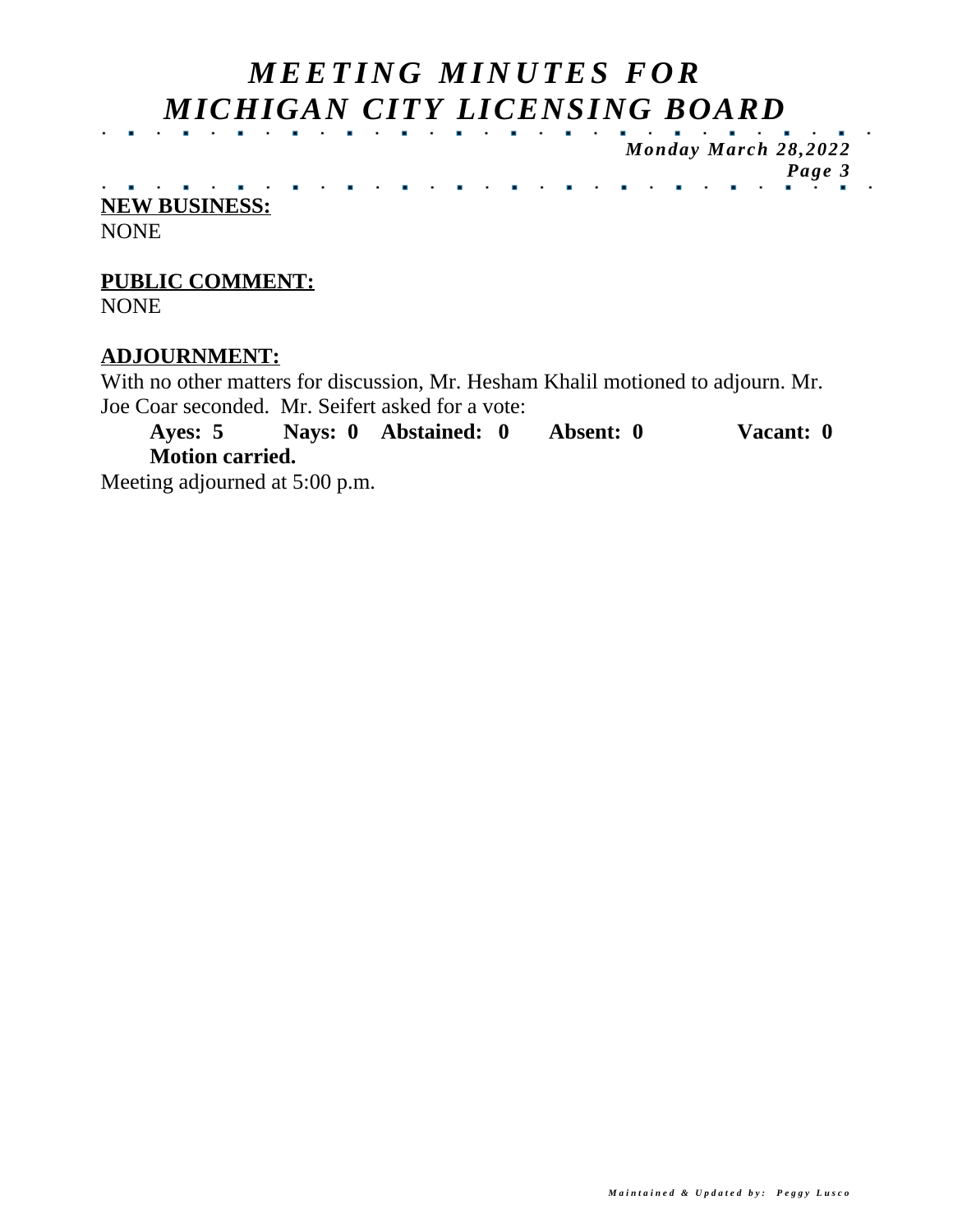**NEW BUSINESS:**

NONE

**PUBLIC COMMENT:**

NONE

**ADJOURNMENT:**

With no other matters for discussion, Mr. Hesham Khalil motioned to adjourn. Mr. Joe Coar seconded. Mr. Seifert asked for a vote:

**Ayes: 5 Nays: 0 Abstained: 0 Absent: 0 Vacant: 0**

**Motion carried.**

Meeting adjourned at 5:00 p.m.